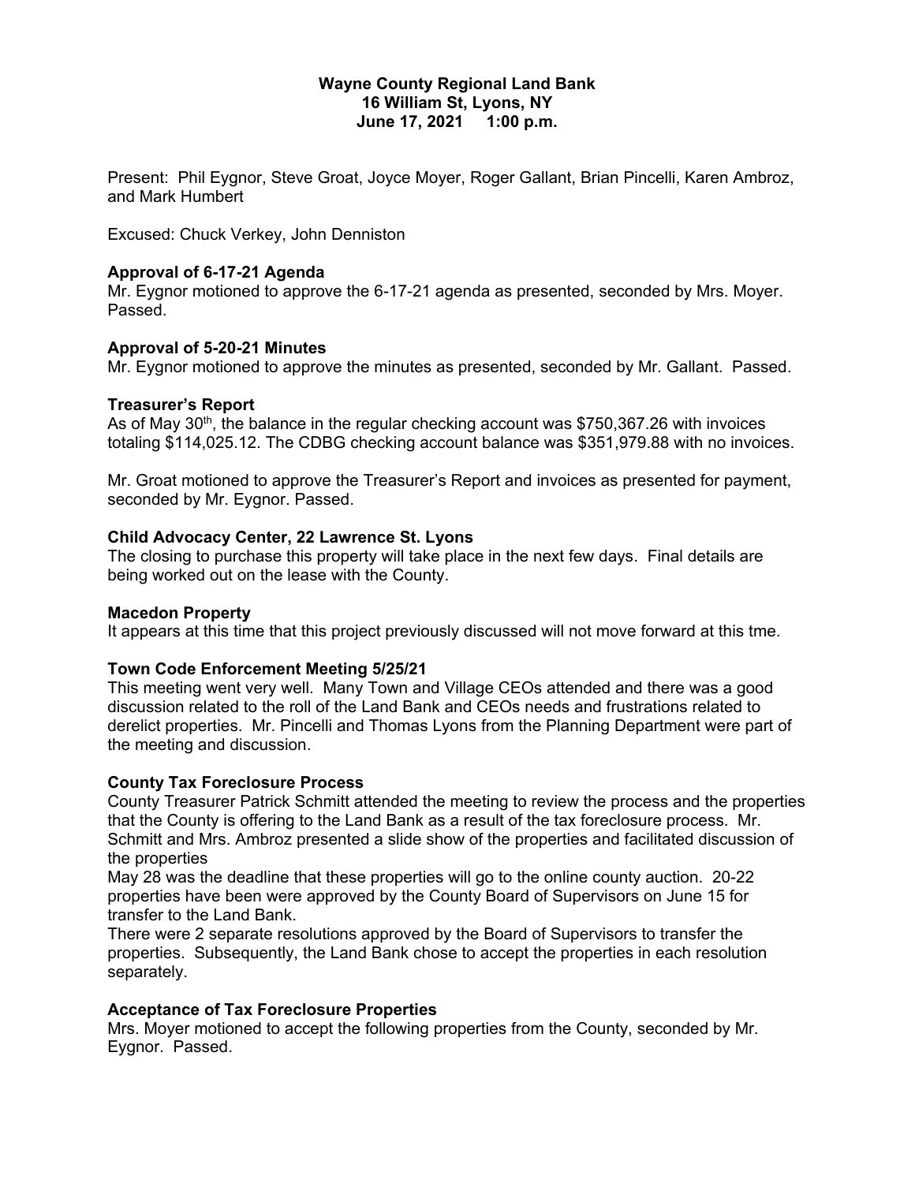**Wayne County Regional Land Bank**
**16 William St, Lyons, NY**
**June 17, 2021 1:00 p.m.**

Present: Phil Eygnor, Steve Groat, Joyce Moyer, Roger Gallant, Brian Pincelli, Karen Ambroz, and Mark Humbert

Excused: Chuck Verkey, John Denniston

### Approval of 6-17-21 Agenda

Mr. Eygnor motioned to approve the 6-17-21 agenda as presented, seconded by Mrs. Moyer. Passed.

### Approval of 5-20-21 Minutes

Mr. Eygnor motioned to approve the minutes as presented, seconded by Mr. Gallant. Passed.

### Treasurer's Report

As of May 30th, the balance in the regular checking account was $750,367.26 with invoices totaling $114,025.12. The CDBG checking account balance was $351,979.88 with no invoices.

Mr. Groat motioned to approve the Treasurer's Report and invoices as presented for payment, seconded by Mr. Eygnor. Passed.

### Child Advocacy Center, 22 Lawrence St. Lyons

The closing to purchase this property will take place in the next few days. Final details are being worked out on the lease with the County.

### Macedon Property

It appears at this time that this project previously discussed will not move forward at this tme.

### Town Code Enforcement Meeting 5/25/21

This meeting went very well. Many Town and Village CEOs attended and there was a good discussion related to the roll of the Land Bank and CEOs needs and frustrations related to derelict properties. Mr. Pincelli and Thomas Lyons from the Planning Department were part of the meeting and discussion.

### County Tax Foreclosure Process

County Treasurer Patrick Schmitt attended the meeting to review the process and the properties that the County is offering to the Land Bank as a result of the tax foreclosure process. Mr. Schmitt and Mrs. Ambroz presented a slide show of the properties and facilitated discussion of the properties

May 28 was the deadline that these properties will go to the online county auction. 20-22 properties have been were approved by the County Board of Supervisors on June 15 for transfer to the Land Bank.

There were 2 separate resolutions approved by the Board of Supervisors to transfer the properties. Subsequently, the Land Bank chose to accept the properties in each resolution separately.

### Acceptance of Tax Foreclosure Properties

Mrs. Moyer motioned to accept the following properties from the County, seconded by Mr. Eygnor. Passed.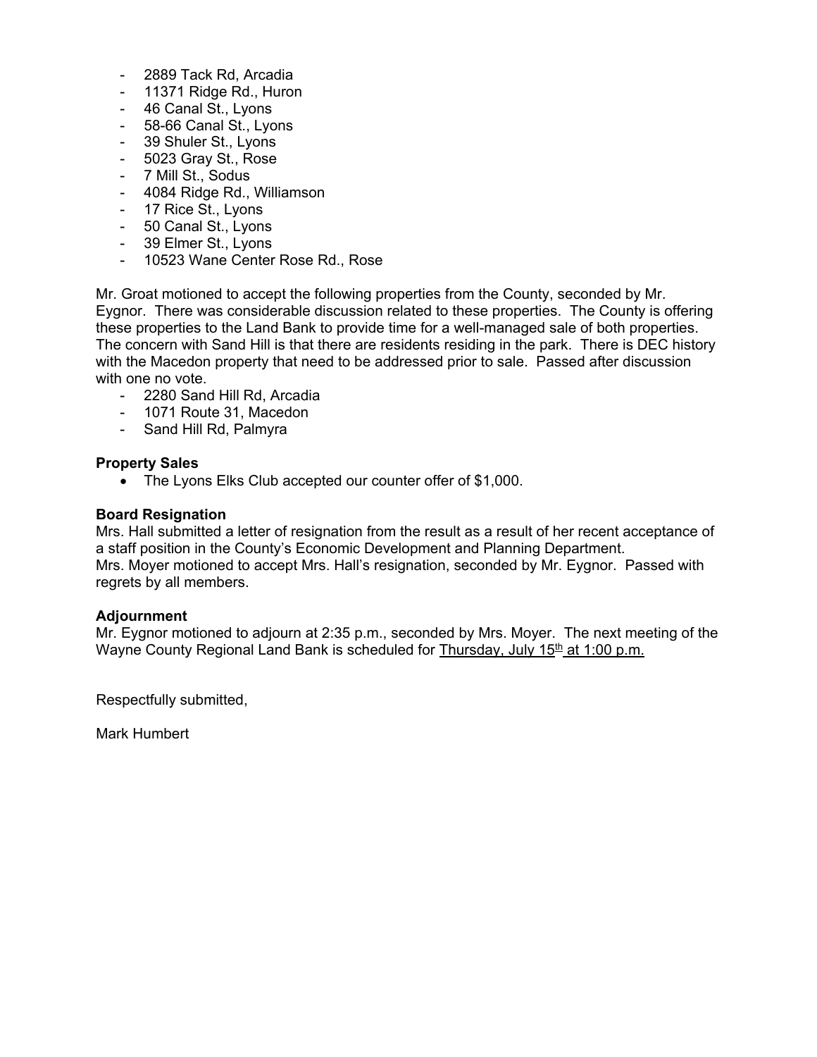- 2889 Tack Rd, Arcadia
- 11371 Ridge Rd., Huron
- 46 Canal St., Lyons
- 58-66 Canal St., Lyons
- 39 Shuler St., Lyons
- 5023 Gray St., Rose
- 7 Mill St., Sodus
- 4084 Ridge Rd., Williamson
- 17 Rice St., Lyons
- 50 Canal St., Lyons
- 39 Elmer St., Lyons
- 10523 Wane Center Rose Rd., Rose

Mr. Groat motioned to accept the following properties from the County, seconded by Mr. Eygnor. There was considerable discussion related to these properties. The County is offering these properties to the Land Bank to provide time for a well-managed sale of both properties. The concern with Sand Hill is that there are residents residing in the park. There is DEC history with the Macedon property that need to be addressed prior to sale. Passed after discussion with one no vote.

- 2280 Sand Hill Rd, Arcadia
- 1071 Route 31, Macedon
- Sand Hill Rd, Palmyra

**Property Sales**

- The Lyons Elks Club accepted our counter offer of $1,000.

**Board Resignation**

Mrs. Hall submitted a letter of resignation from the result as a result of her recent acceptance of a staff position in the County's Economic Development and Planning Department.
Mrs. Moyer motioned to accept Mrs. Hall's resignation, seconded by Mr. Eygnor. Passed with regrets by all members.

**Adjournment**

Mr. Eygnor motioned to adjourn at 2:35 p.m., seconded by Mrs. Moyer. The next meeting of the Wayne County Regional Land Bank is scheduled for Thursday, July 15th at 1:00 p.m.

Respectfully submitted,

Mark Humbert